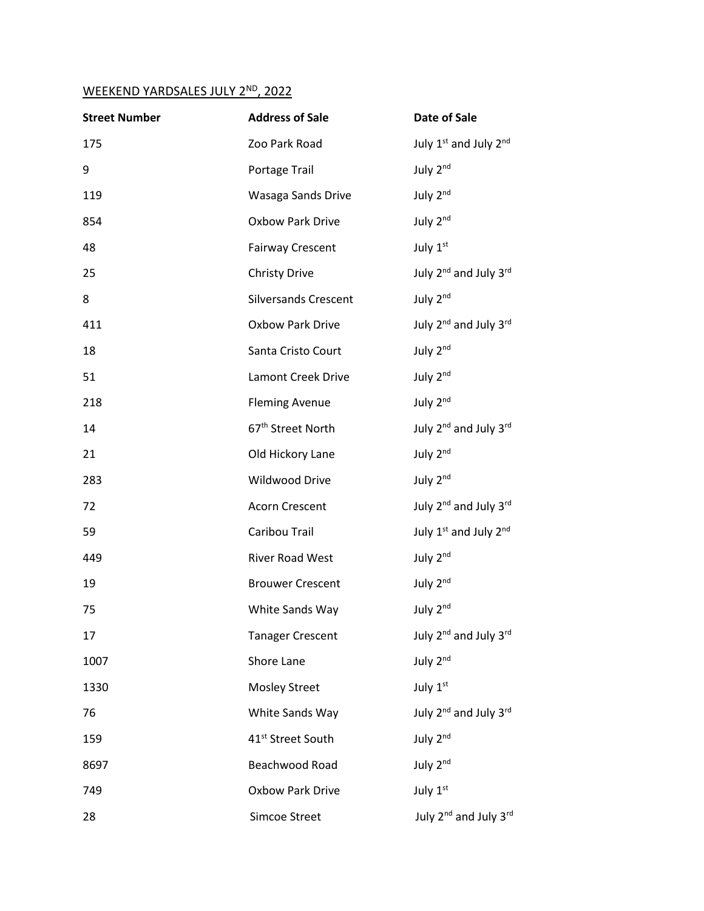WEEKEND YARDSALES JULY 2ND, 2022

| Street Number | Address of Sale | Date of Sale |
|---|---|---|
| 175 | Zoo Park Road | July 1st and July 2nd |
| 9 | Portage Trail | July 2nd |
| 119 | Wasaga Sands Drive | July 2nd |
| 854 | Oxbow Park Drive | July 2nd |
| 48 | Fairway Crescent | July 1st |
| 25 | Christy Drive | July 2nd and July 3rd |
| 8 | Silversands Crescent | July 2nd |
| 411 | Oxbow Park Drive | July 2nd and July 3rd |
| 18 | Santa Cristo Court | July 2nd |
| 51 | Lamont Creek Drive | July 2nd |
| 218 | Fleming Avenue | July 2nd |
| 14 | 67th Street North | July 2nd and July 3rd |
| 21 | Old Hickory Lane | July 2nd |
| 283 | Wildwood Drive | July 2nd |
| 72 | Acorn Crescent | July 2nd and July 3rd |
| 59 | Caribou Trail | July 1st and July 2nd |
| 449 | River Road West | July 2nd |
| 19 | Brouwer Crescent | July 2nd |
| 75 | White Sands Way | July 2nd |
| 17 | Tanager Crescent | July 2nd and July 3rd |
| 1007 | Shore Lane | July 2nd |
| 1330 | Mosley Street | July 1st |
| 76 | White Sands Way | July 2nd and July 3rd |
| 159 | 41st Street South | July 2nd |
| 8697 | Beachwood Road | July 2nd |
| 749 | Oxbow Park Drive | July 1st |
| 28 | Simcoe Street | July 2nd and July 3rd |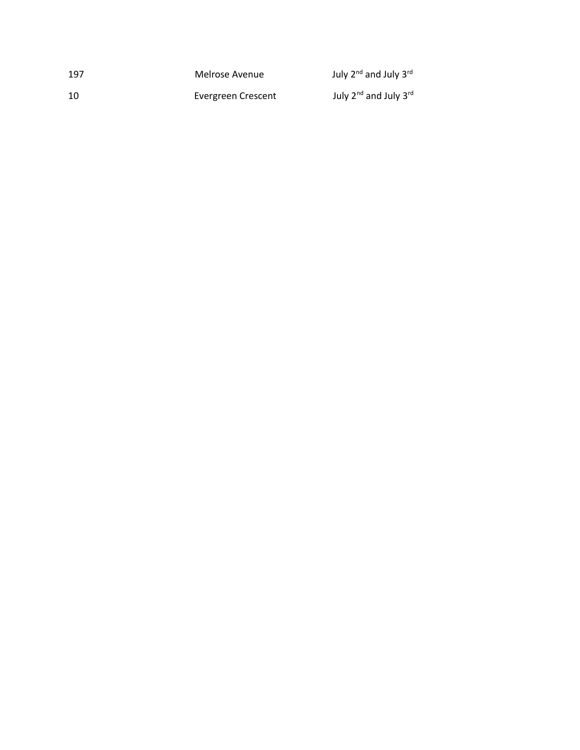| | | |
|---|---|---|
| 197 | Melrose Avenue | July 2nd and July 3rd |
| 10 | Evergreen Crescent | July 2nd and July 3rd |